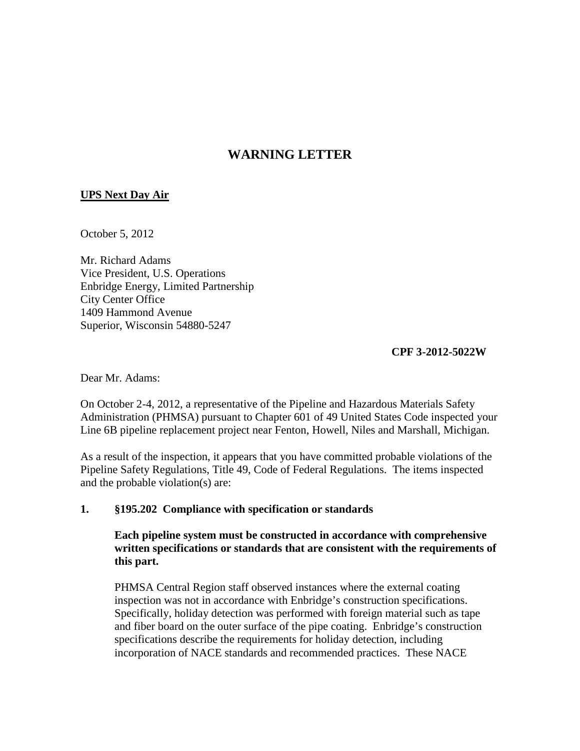# WARNING LETTER

**UPS Next Day Air**

October 5, 2012

Mr. Richard Adams
Vice President, U.S. Operations
Enbridge Energy, Limited Partnership
City Center Office
1409 Hammond Avenue
Superior, Wisconsin 54880-5247

**CPF 3-2012-5022W**

Dear Mr. Adams:

On October 2-4, 2012, a representative of the Pipeline and Hazardous Materials Safety Administration (PHMSA) pursuant to Chapter 601 of 49 United States Code inspected your Line 6B pipeline replacement project near Fenton, Howell, Niles and Marshall, Michigan.

As a result of the inspection, it appears that you have committed probable violations of the Pipeline Safety Regulations, Title 49, Code of Federal Regulations. The items inspected and the probable violation(s) are:

**1. §195.202 Compliance with specification or standards**

**Each pipeline system must be constructed in accordance with comprehensive written specifications or standards that are consistent with the requirements of this part.**

PHMSA Central Region staff observed instances where the external coating inspection was not in accordance with Enbridge's construction specifications. Specifically, holiday detection was performed with foreign material such as tape and fiber board on the outer surface of the pipe coating. Enbridge's construction specifications describe the requirements for holiday detection, including incorporation of NACE standards and recommended practices. These NACE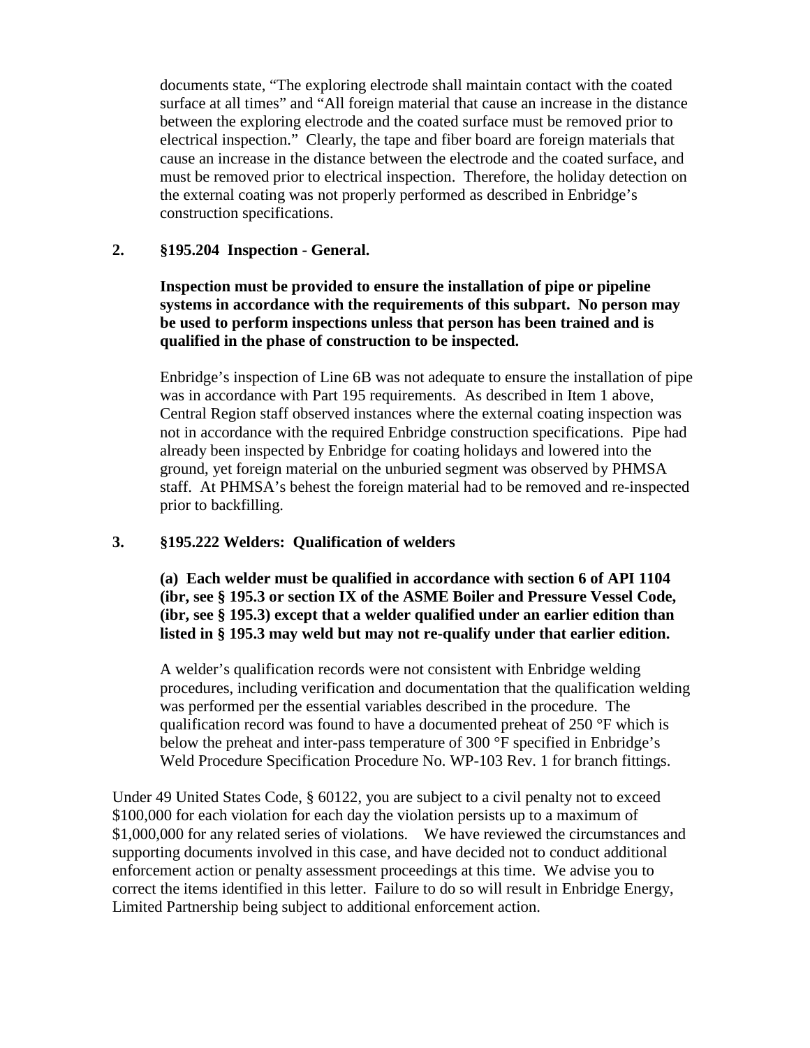documents state, "The exploring electrode shall maintain contact with the coated surface at all times" and "All foreign material that cause an increase in the distance between the exploring electrode and the coated surface must be removed prior to electrical inspection." Clearly, the tape and fiber board are foreign materials that cause an increase in the distance between the electrode and the coated surface, and must be removed prior to electrical inspection. Therefore, the holiday detection on the external coating was not properly performed as described in Enbridge's construction specifications.

**2. §195.204 Inspection - General.**

**Inspection must be provided to ensure the installation of pipe or pipeline systems in accordance with the requirements of this subpart. No person may be used to perform inspections unless that person has been trained and is qualified in the phase of construction to be inspected.**

Enbridge's inspection of Line 6B was not adequate to ensure the installation of pipe was in accordance with Part 195 requirements. As described in Item 1 above, Central Region staff observed instances where the external coating inspection was not in accordance with the required Enbridge construction specifications. Pipe had already been inspected by Enbridge for coating holidays and lowered into the ground, yet foreign material on the unburied segment was observed by PHMSA staff. At PHMSA's behest the foreign material had to be removed and re-inspected prior to backfilling.

**3. §195.222 Welders: Qualification of welders**

**(a) Each welder must be qualified in accordance with section 6 of API 1104 (ibr, see § 195.3 or section IX of the ASME Boiler and Pressure Vessel Code, (ibr, see § 195.3) except that a welder qualified under an earlier edition than listed in § 195.3 may weld but may not re-qualify under that earlier edition.**

A welder's qualification records were not consistent with Enbridge welding procedures, including verification and documentation that the qualification welding was performed per the essential variables described in the procedure. The qualification record was found to have a documented preheat of 250 °F which is below the preheat and inter-pass temperature of 300 °F specified in Enbridge's Weld Procedure Specification Procedure No. WP-103 Rev. 1 for branch fittings.

Under 49 United States Code, § 60122, you are subject to a civil penalty not to exceed \$100,000 for each violation for each day the violation persists up to a maximum of \$1,000,000 for any related series of violations. We have reviewed the circumstances and supporting documents involved in this case, and have decided not to conduct additional enforcement action or penalty assessment proceedings at this time. We advise you to correct the items identified in this letter. Failure to do so will result in Enbridge Energy, Limited Partnership being subject to additional enforcement action.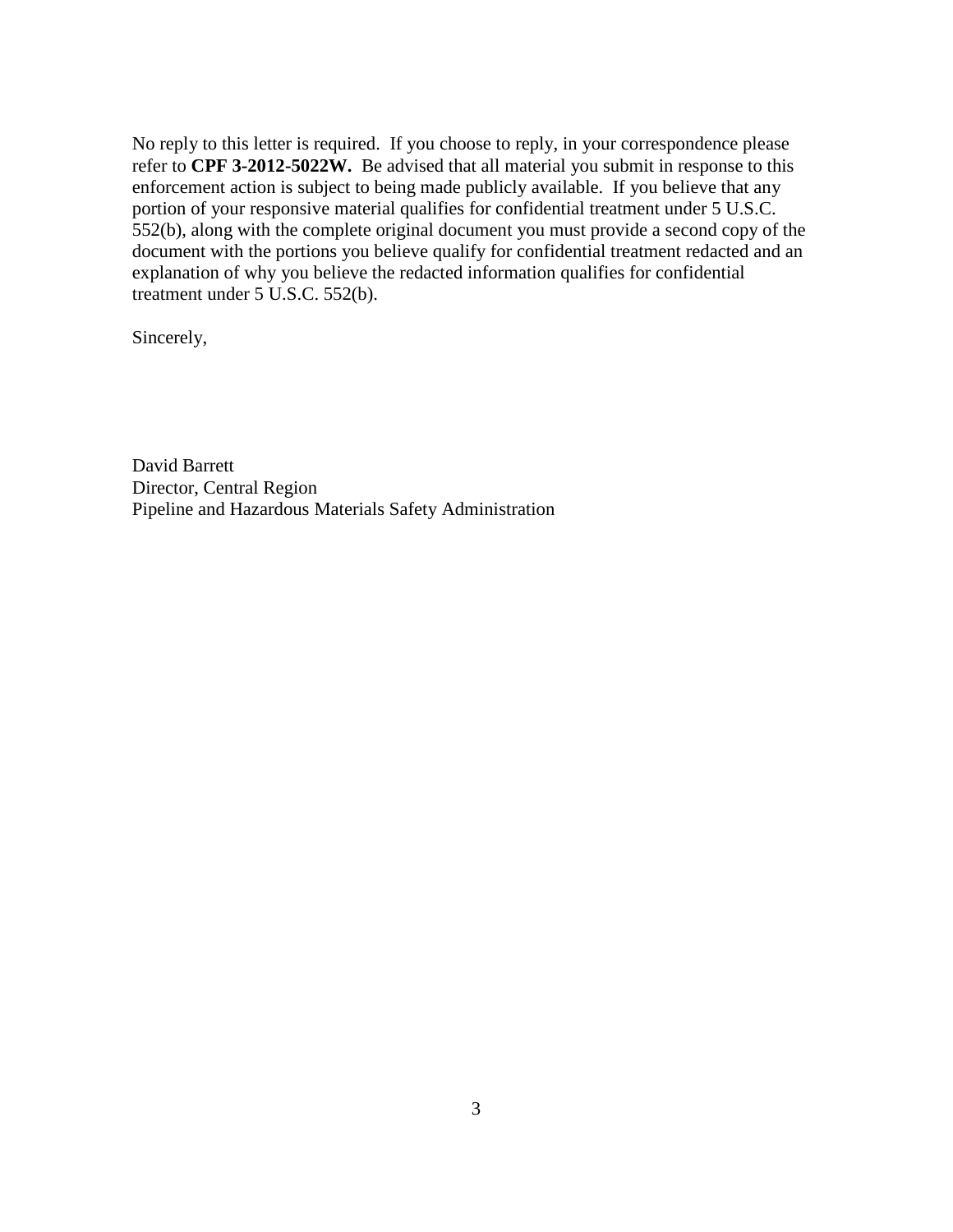No reply to this letter is required. If you choose to reply, in your correspondence please refer to **CPF 3-2012-5022W.** Be advised that all material you submit in response to this enforcement action is subject to being made publicly available. If you believe that any portion of your responsive material qualifies for confidential treatment under 5 U.S.C. 552(b), along with the complete original document you must provide a second copy of the document with the portions you believe qualify for confidential treatment redacted and an explanation of why you believe the redacted information qualifies for confidential treatment under 5 U.S.C. 552(b).

Sincerely,

David Barrett
Director, Central Region
Pipeline and Hazardous Materials Safety Administration